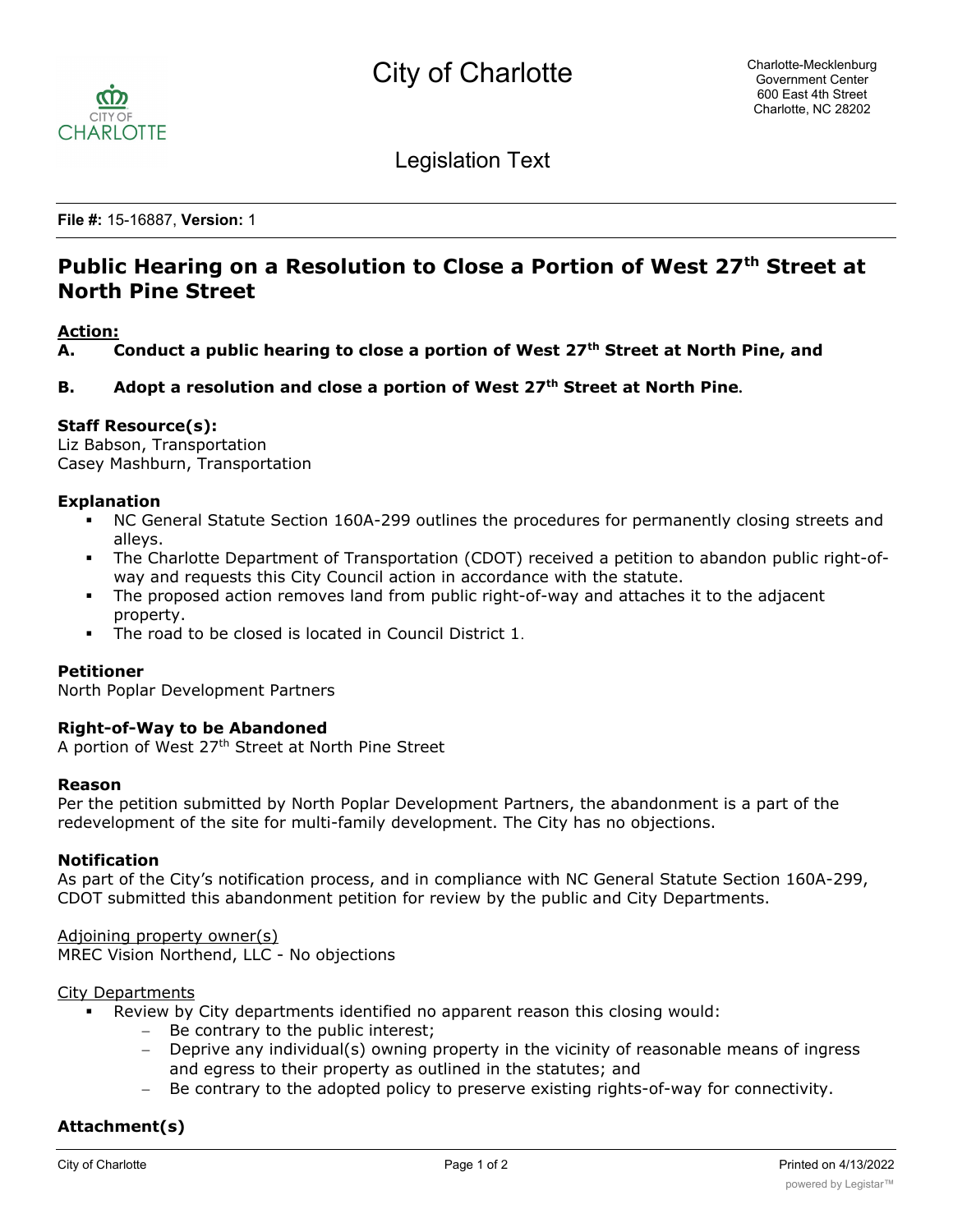City of Charlotte

Charlotte-Mecklenburg Government Center
600 East 4th Street
Charlotte, NC 28202

Legislation Text

**File #:** 15-16887, **Version:** 1

# Public Hearing on a Resolution to Close a Portion of West 27th Street at North Pine Street

**Action:**

**A. Conduct a public hearing to close a portion of West 27th Street at North Pine, and**

**B. Adopt a resolution and close a portion of West 27th Street at North Pine.**

**Staff Resource(s):**
Liz Babson, Transportation
Casey Mashburn, Transportation

**Explanation**

- NC General Statute Section 160A-299 outlines the procedures for permanently closing streets and alleys.
- The Charlotte Department of Transportation (CDOT) received a petition to abandon public right-of-way and requests this City Council action in accordance with the statute.
- The proposed action removes land from public right-of-way and attaches it to the adjacent property.
- The road to be closed is located in Council District 1.

**Petitioner**
North Poplar Development Partners

**Right-of-Way to be Abandoned**
A portion of West 27th Street at North Pine Street

**Reason**
Per the petition submitted by North Poplar Development Partners, the abandonment is a part of the redevelopment of the site for multi-family development. The City has no objections.

**Notification**
As part of the City's notification process, and in compliance with NC General Statute Section 160A-299, CDOT submitted this abandonment petition for review by the public and City Departments.

Adjoining property owner(s)
MREC Vision Northend, LLC - No objections

City Departments

- Review by City departments identified no apparent reason this closing would:
  - Be contrary to the public interest;
  - Deprive any individual(s) owning property in the vicinity of reasonable means of ingress and egress to their property as outlined in the statutes; and
  - Be contrary to the adopted policy to preserve existing rights-of-way for connectivity.

**Attachment(s)**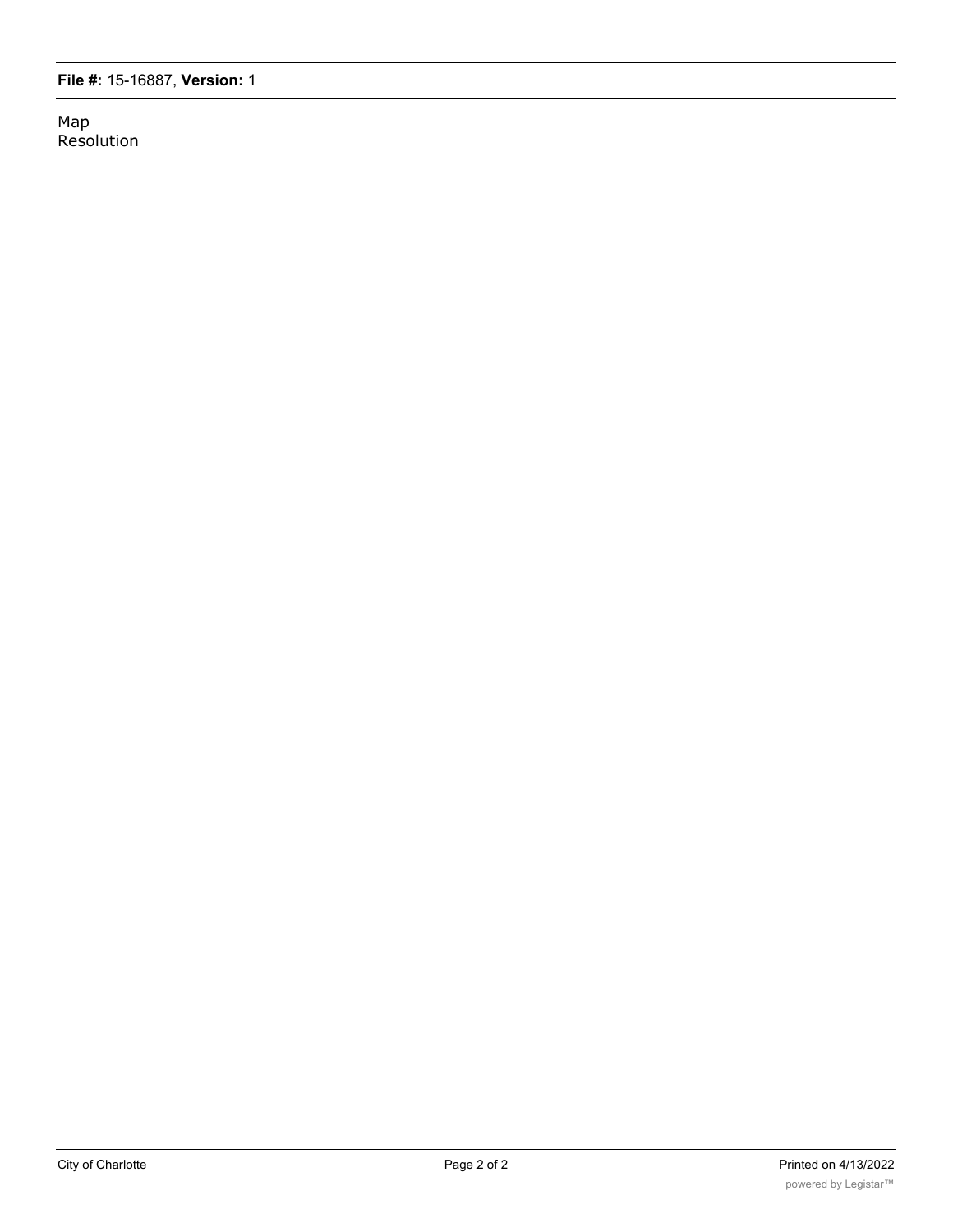**File #:** 15-16887, **Version:** 1

Map
Resolution